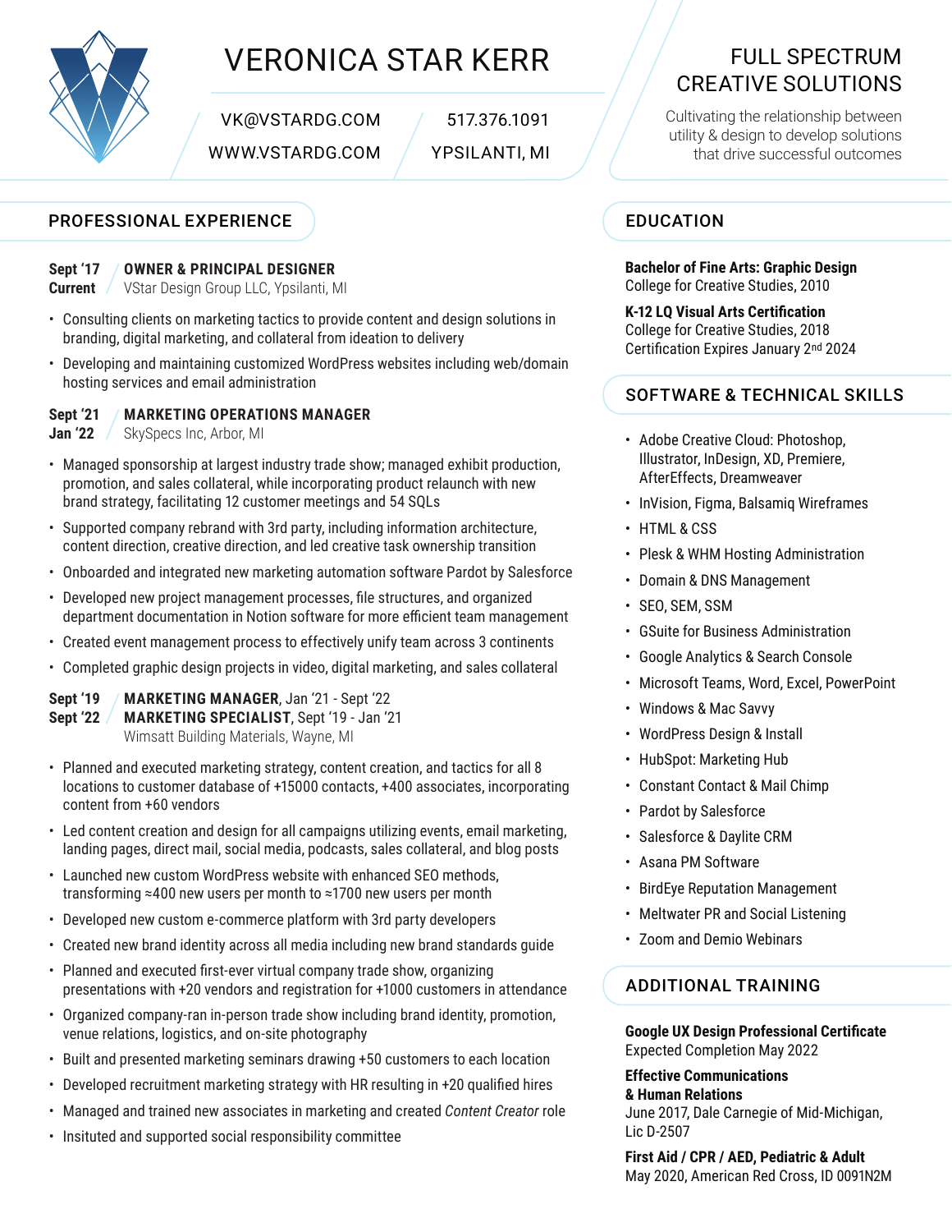# VERONICA STAR KERR

VK@VSTARDG.COM | 517.376.1091
WWW.VSTARDG.COM | YPSILANTI, MI

## FULL SPECTRUM CREATIVE SOLUTIONS

Cultivating the relationship between utility & design to develop solutions that drive successful outcomes

## PROFESSIONAL EXPERIENCE

**Sept '17 – Current** | **OWNER & PRINCIPAL DESIGNER**
VStar Design Group LLC, Ypsilanti, MI

- Consulting clients on marketing tactics to provide content and design solutions in branding, digital marketing, and collateral from ideation to delivery
- Developing and maintaining customized WordPress websites including web/domain hosting services and email administration

**Sept '21 – Jan '22** | **MARKETING OPERATIONS MANAGER**
SkySpecs Inc, Arbor, MI

- Managed sponsorship at largest industry trade show; managed exhibit production, promotion, and sales collateral, while incorporating product relaunch with new brand strategy, facilitating 12 customer meetings and 54 SQLs
- Supported company rebrand with 3rd party, including information architecture, content direction, creative direction, and led creative task ownership transition
- Onboarded and integrated new marketing automation software Pardot by Salesforce
- Developed new project management processes, file structures, and organized department documentation in Notion software for more efficient team management
- Created event management process to effectively unify team across 3 continents
- Completed graphic design projects in video, digital marketing, and sales collateral

**Sept '19 – Sept '22** | **MARKETING MANAGER**, Jan '21 - Sept '22
**MARKETING SPECIALIST**, Sept '19 - Jan '21
Wimsatt Building Materials, Wayne, MI

- Planned and executed marketing strategy, content creation, and tactics for all 8 locations to customer database of +15000 contacts, +400 associates, incorporating content from +60 vendors
- Led content creation and design for all campaigns utilizing events, email marketing, landing pages, direct mail, social media, podcasts, sales collateral, and blog posts
- Launched new custom WordPress website with enhanced SEO methods, transforming ≈400 new users per month to ≈1700 new users per month
- Developed new custom e-commerce platform with 3rd party developers
- Created new brand identity across all media including new brand standards guide
- Planned and executed first-ever virtual company trade show, organizing presentations with +20 vendors and registration for +1000 customers in attendance
- Organized company-ran in-person trade show including brand identity, promotion, venue relations, logistics, and on-site photography
- Built and presented marketing seminars drawing +50 customers to each location
- Developed recruitment marketing strategy with HR resulting in +20 qualified hires
- Managed and trained new associates in marketing and created *Content Creator* role
- Insituted and supported social responsibility committee

## EDUCATION

**Bachelor of Fine Arts: Graphic Design**
College for Creative Studies, 2010

**K-12 LQ Visual Arts Certification**
College for Creative Studies, 2018
Certification Expires January 2nd 2024

## SOFTWARE & TECHNICAL SKILLS

- Adobe Creative Cloud: Photoshop, Illustrator, InDesign, XD, Premiere, AfterEffects, Dreamweaver
- InVision, Figma, Balsamiq Wireframes
- HTML & CSS
- Plesk & WHM Hosting Administration
- Domain & DNS Management
- SEO, SEM, SSM
- GSuite for Business Administration
- Google Analytics & Search Console
- Microsoft Teams, Word, Excel, PowerPoint
- Windows & Mac Savvy
- WordPress Design & Install
- HubSpot: Marketing Hub
- Constant Contact & Mail Chimp
- Pardot by Salesforce
- Salesforce & Daylite CRM
- Asana PM Software
- BirdEye Reputation Management
- Meltwater PR and Social Listening
- Zoom and Demio Webinars

## ADDITIONAL TRAINING

**Google UX Design Professional Certificate**
Expected Completion May 2022

**Effective Communications & Human Relations**
June 2017, Dale Carnegie of Mid-Michigan, Lic D-2507

**First Aid / CPR / AED, Pediatric & Adult**
May 2020, American Red Cross, ID 0091N2M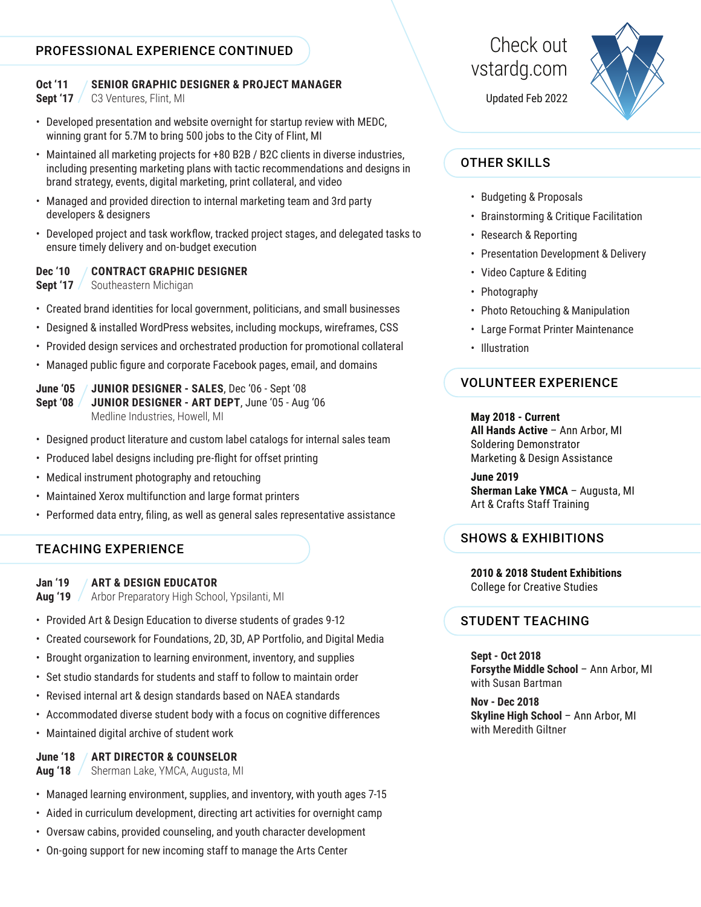## PROFESSIONAL EXPERIENCE CONTINUED

**Oct '11**
**Sept '17**

**SENIOR GRAPHIC DESIGNER & PROJECT MANAGER**
C3 Ventures, Flint, MI

- Developed presentation and website overnight for startup review with MEDC, winning grant for 5.7M to bring 500 jobs to the City of Flint, MI
- Maintained all marketing projects for +80 B2B / B2C clients in diverse industries, including presenting marketing plans with tactic recommendations and designs in brand strategy, events, digital marketing, print collateral, and video
- Managed and provided direction to internal marketing team and 3rd party developers & designers
- Developed project and task workflow, tracked project stages, and delegated tasks to ensure timely delivery and on-budget execution

**Dec '10**
**Sept '17**

**CONTRACT GRAPHIC DESIGNER**
Southeastern Michigan

- Created brand identities for local government, politicians, and small businesses
- Designed & installed WordPress websites, including mockups, wireframes, CSS
- Provided design services and orchestrated production for promotional collateral
- Managed public figure and corporate Facebook pages, email, and domains

**June '05**
**Sept '08**

**JUNIOR DESIGNER - SALES**, Dec '06 - Sept '08
**JUNIOR DESIGNER - ART DEPT**, June '05 - Aug '06
Medline Industries, Howell, MI

- Designed product literature and custom label catalogs for internal sales team
- Produced label designs including pre-flight for offset printing
- Medical instrument photography and retouching
- Maintained Xerox multifunction and large format printers
- Performed data entry, filing, as well as general sales representative assistance

## TEACHING EXPERIENCE

**Jan '19**
**Aug '19**

**ART & DESIGN EDUCATOR**
Arbor Preparatory High School, Ypsilanti, MI

- Provided Art & Design Education to diverse students of grades 9-12
- Created coursework for Foundations, 2D, 3D, AP Portfolio, and Digital Media
- Brought organization to learning environment, inventory, and supplies
- Set studio standards for students and staff to follow to maintain order
- Revised internal art & design standards based on NAEA standards
- Accommodated diverse student body with a focus on cognitive differences
- Maintained digital archive of student work

**June '18**
**Aug '18**

**ART DIRECTOR & COUNSELOR**
Sherman Lake, YMCA, Augusta, MI

- Managed learning environment, supplies, and inventory, with youth ages 7-15
- Aided in curriculum development, directing art activities for overnight camp
- Oversaw cabins, provided counseling, and youth character development
- On-going support for new incoming staff to manage the Arts Center

Check out
vstardg.com

Updated Feb 2022

## OTHER SKILLS

- Budgeting & Proposals
- Brainstorming & Critique Facilitation
- Research & Reporting
- Presentation Development & Delivery
- Video Capture & Editing
- Photography
- Photo Retouching & Manipulation
- Large Format Printer Maintenance
- Illustration

## VOLUNTEER EXPERIENCE

**May 2018 - Current**
**All Hands Active** – Ann Arbor, MI
Soldering Demonstrator
Marketing & Design Assistance

**June 2019**
**Sherman Lake YMCA** – Augusta, MI
Art & Crafts Staff Training

## SHOWS & EXHIBITIONS

**2010 & 2018 Student Exhibitions**
College for Creative Studies

## STUDENT TEACHING

**Sept - Oct 2018**
**Forsythe Middle School** – Ann Arbor, MI
with Susan Bartman

**Nov - Dec 2018**
**Skyline High School** – Ann Arbor, MI
with Meredith Giltner